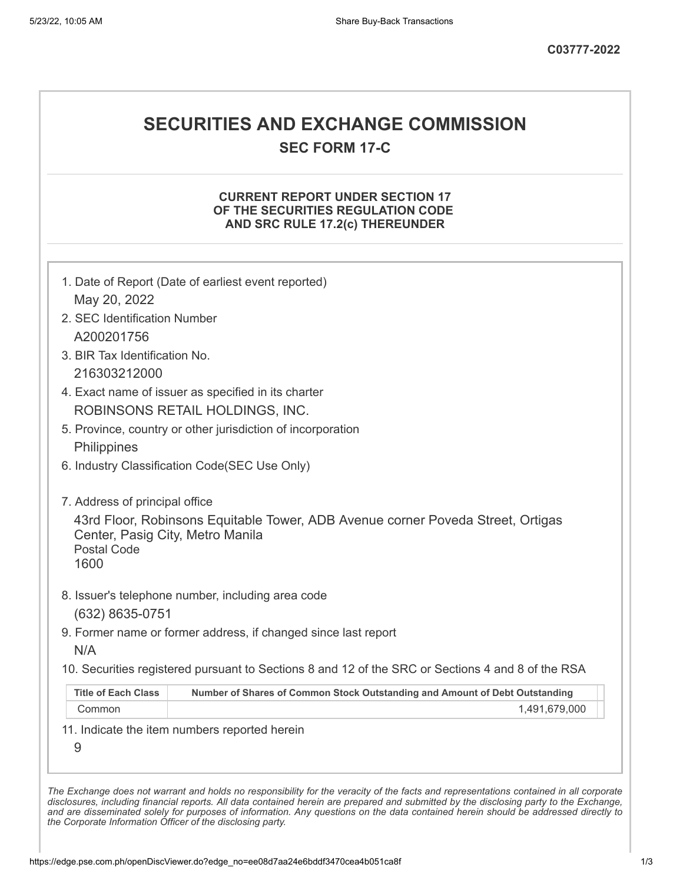C03777-2022

# SECURITIES AND EXCHANGE COMMISSION

## SEC FORM 17-C

### CURRENT REPORT UNDER SECTION 17 OF THE SECURITIES REGULATION CODE AND SRC RULE 17.2(c) THEREUNDER

1. Date of Report (Date of earliest event reported)
   May 20, 2022
2. SEC Identification Number
   A200201756
3. BIR Tax Identification No.
   216303212000
4. Exact name of issuer as specified in its charter
   ROBINSONS RETAIL HOLDINGS, INC.
5. Province, country or other jurisdiction of incorporation
   Philippines
6. Industry Classification Code(SEC Use Only)

7. Address of principal office
   43rd Floor, Robinsons Equitable Tower, ADB Avenue corner Poveda Street, Ortigas Center, Pasig City, Metro Manila
   Postal Code
   1600
8. Issuer's telephone number, including area code
   (632) 8635-0751
9. Former name or former address, if changed since last report
   N/A
10. Securities registered pursuant to Sections 8 and 12 of the SRC or Sections 4 and 8 of the RSA

| Title of Each Class | Number of Shares of Common Stock Outstanding and Amount of Debt Outstanding |
|---|---|
| Common | 1,491,679,000 |

11. Indicate the item numbers reported herein
    9

*The Exchange does not warrant and holds no responsibility for the veracity of the facts and representations contained in all corporate disclosures, including financial reports. All data contained herein are prepared and submitted by the disclosing party to the Exchange, and are disseminated solely for purposes of information. Any questions on the data contained herein should be addressed directly to the Corporate Information Officer of the disclosing party.*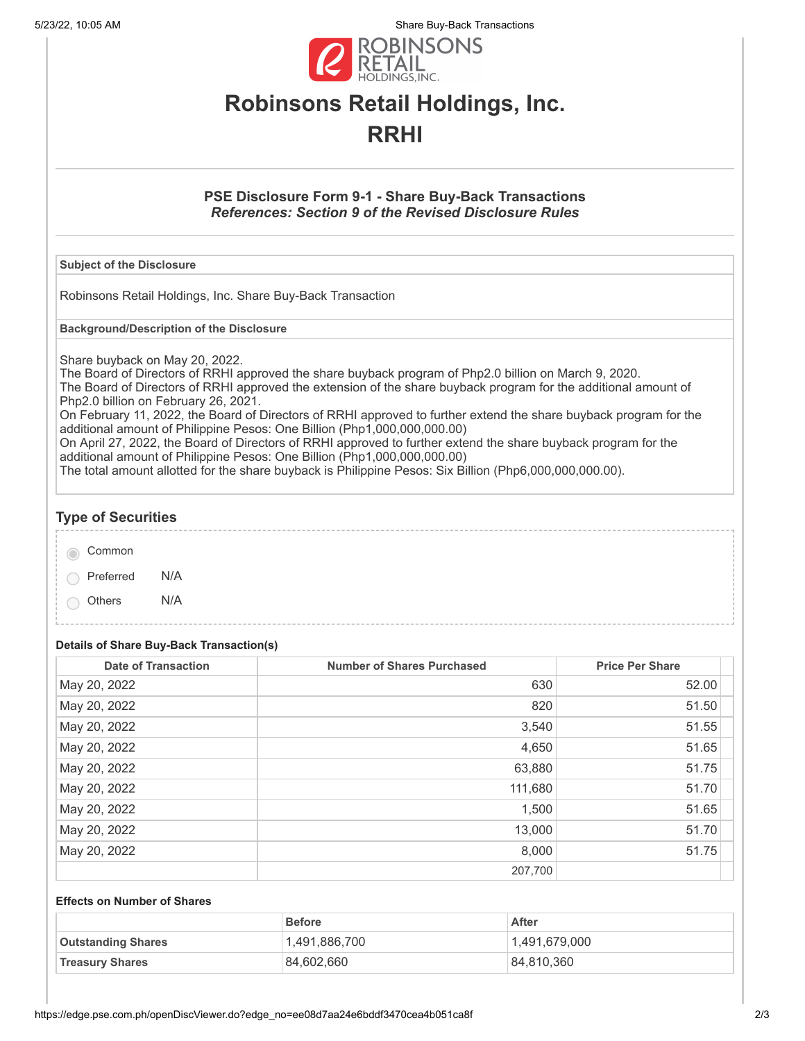# Robinsons Retail Holdings, Inc.

# RRHI

### PSE Disclosure Form 9-1 - Share Buy-Back Transactions

***References: Section 9 of the Revised Disclosure Rules***

| Subject of the Disclosure |
|---|
| Robinsons Retail Holdings, Inc. Share Buy-Back Transaction |

| Background/Description of the Disclosure |
|---|
| Share buyback on May 20, 2022. The Board of Directors of RRHI approved the share buyback program of Php2.0 billion on March 9, 2020. The Board of Directors of RRHI approved the extension of the share buyback program for the additional amount of Php2.0 billion on February 26, 2021. On February 11, 2022, the Board of Directors of RRHI approved to further extend the share buyback program for the additional amount of Philippine Pesos: One Billion (Php1,000,000,000.00) On April 27, 2022, the Board of Directors of RRHI approved to further extend the share buyback program for the additional amount of Philippine Pesos: One Billion (Php1,000,000,000.00) The total amount allotted for the share buyback is Philippine Pesos: Six Billion (Php6,000,000,000.00). |

## Type of Securities

- (●) Common
- ( ) Preferred N/A
- ( ) Others N/A

#### Details of Share Buy-Back Transaction(s)

| Date of Transaction | Number of Shares Purchased | Price Per Share |
|---|---|---|
| May 20, 2022 | 630 | 52.00 |
| May 20, 2022 | 820 | 51.50 |
| May 20, 2022 | 3,540 | 51.55 |
| May 20, 2022 | 4,650 | 51.65 |
| May 20, 2022 | 63,880 | 51.75 |
| May 20, 2022 | 111,680 | 51.70 |
| May 20, 2022 | 1,500 | 51.65 |
| May 20, 2022 | 13,000 | 51.70 |
| May 20, 2022 | 8,000 | 51.75 |
| | 207,700 | |

#### Effects on Number of Shares

| | Before | After |
|---|---|---|
| **Outstanding Shares** | 1,491,886,700 | 1,491,679,000 |
| **Treasury Shares** | 84,602,660 | 84,810,360 |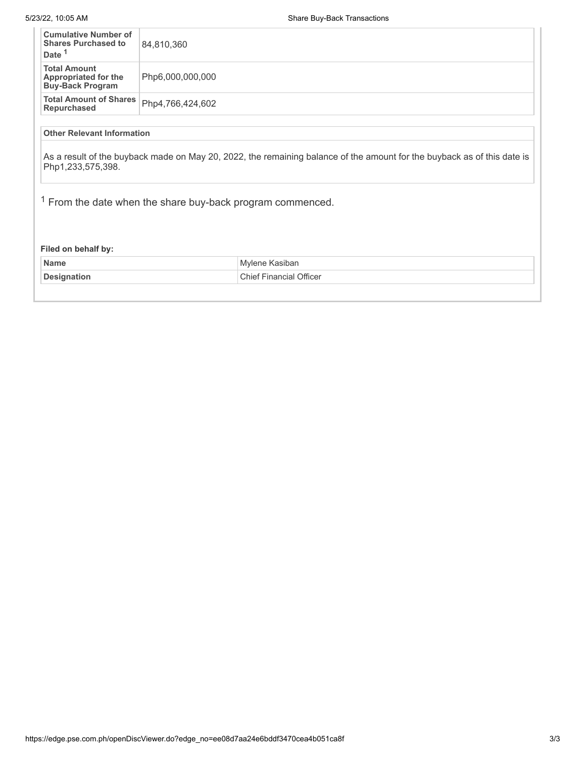| | |
|---|---|
| **Cumulative Number of Shares Purchased to Date** [1] | 84,810,360 |
| **Total Amount Appropriated for the Buy-Back Program** | Php6,000,000,000 |
| **Total Amount of Shares Repurchased** | Php4,766,424,602 |

| **Other Relevant Information** |
|---|
| As a result of the buyback made on May 20, 2022, the remaining balance of the amount for the buyback as of this date is Php1,233,575,398. |

[1] From the date when the share buy-back program commenced.

**Filed on behalf by:**

| | |
|---|---|
| **Name** | Mylene Kasiban |
| **Designation** | Chief Financial Officer |